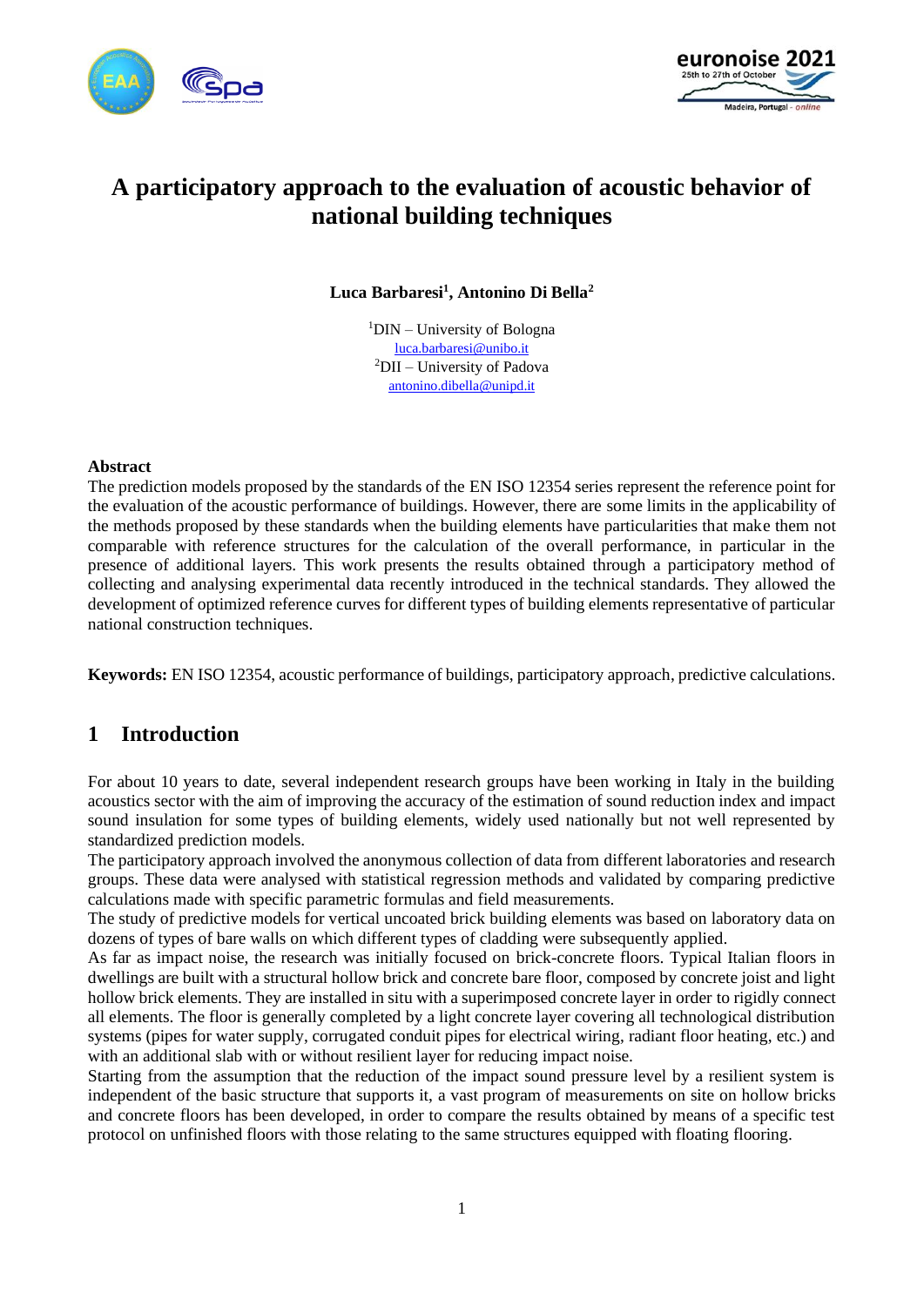# A participatory approach to the evaluation of acoustic behavior of national building techniques

**Luca Barbaresi[1], Antonino Di Bella[2]**

[1]DIN – University of Bologna
luca.barbaresi@unibo.it
[2]DII – University of Padova
antonino.dibella@unipd.it

**Abstract**

The prediction models proposed by the standards of the EN ISO 12354 series represent the reference point for the evaluation of the acoustic performance of buildings. However, there are some limits in the applicability of the methods proposed by these standards when the building elements have particularities that make them not comparable with reference structures for the calculation of the overall performance, in particular in the presence of additional layers. This work presents the results obtained through a participatory method of collecting and analysing experimental data recently introduced in the technical standards. They allowed the development of optimized reference curves for different types of building elements representative of particular national construction techniques.

**Keywords:** EN ISO 12354, acoustic performance of buildings, participatory approach, predictive calculations.

## 1 Introduction

For about 10 years to date, several independent research groups have been working in Italy in the building acoustics sector with the aim of improving the accuracy of the estimation of sound reduction index and impact sound insulation for some types of building elements, widely used nationally but not well represented by standardized prediction models.

The participatory approach involved the anonymous collection of data from different laboratories and research groups. These data were analysed with statistical regression methods and validated by comparing predictive calculations made with specific parametric formulas and field measurements.

The study of predictive models for vertical uncoated brick building elements was based on laboratory data on dozens of types of bare walls on which different types of cladding were subsequently applied.

As far as impact noise, the research was initially focused on brick-concrete floors. Typical Italian floors in dwellings are built with a structural hollow brick and concrete bare floor, composed by concrete joist and light hollow brick elements. They are installed in situ with a superimposed concrete layer in order to rigidly connect all elements. The floor is generally completed by a light concrete layer covering all technological distribution systems (pipes for water supply, corrugated conduit pipes for electrical wiring, radiant floor heating, etc.) and with an additional slab with or without resilient layer for reducing impact noise.

Starting from the assumption that the reduction of the impact sound pressure level by a resilient system is independent of the basic structure that supports it, a vast program of measurements on site on hollow bricks and concrete floors has been developed, in order to compare the results obtained by means of a specific test protocol on unfinished floors with those relating to the same structures equipped with floating flooring.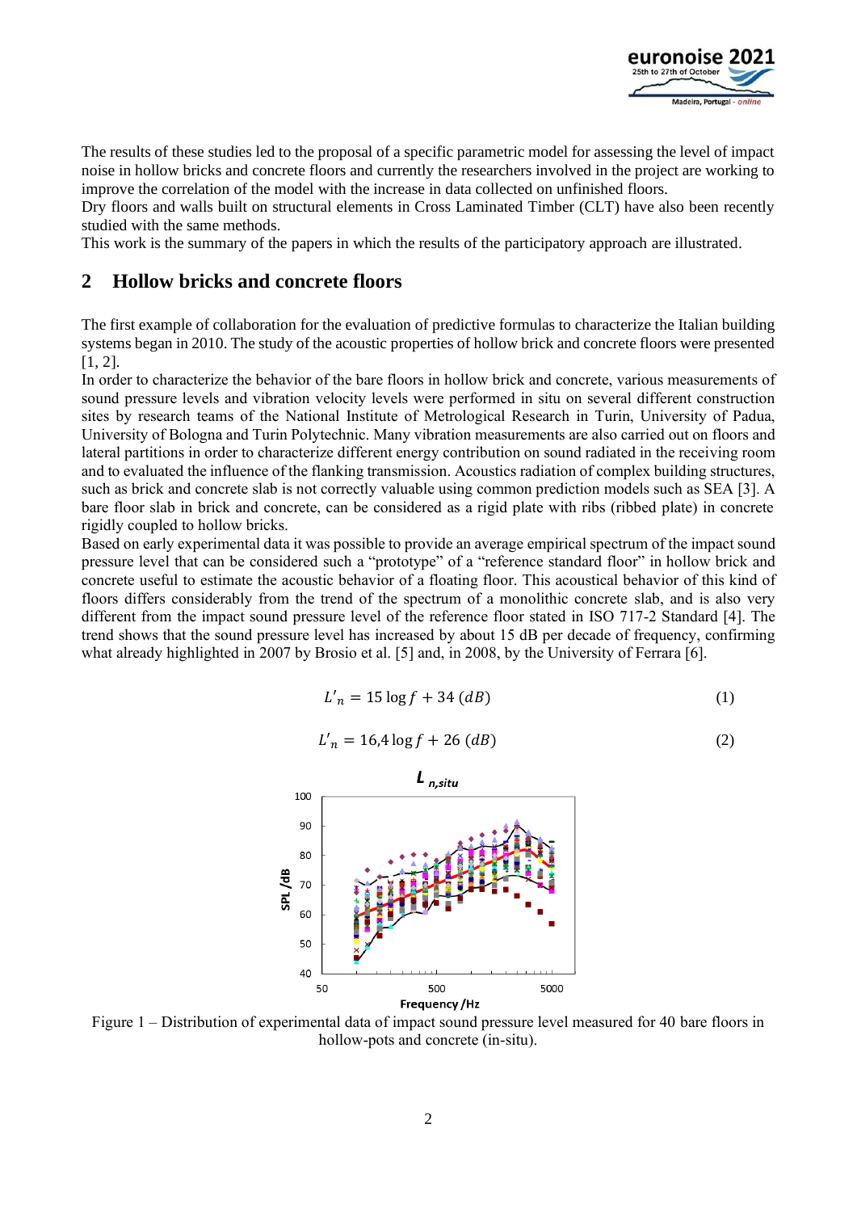The results of these studies led to the proposal of a specific parametric model for assessing the level of impact noise in hollow bricks and concrete floors and currently the researchers involved in the project are working to improve the correlation of the model with the increase in data collected on unfinished floors.

Dry floors and walls built on structural elements in Cross Laminated Timber (CLT) have also been recently studied with the same methods.

This work is the summary of the papers in which the results of the participatory approach are illustrated.

## 2 Hollow bricks and concrete floors

The first example of collaboration for the evaluation of predictive formulas to characterize the Italian building systems began in 2010. The study of the acoustic properties of hollow brick and concrete floors were presented [1, 2].

In order to characterize the behavior of the bare floors in hollow brick and concrete, various measurements of sound pressure levels and vibration velocity levels were performed in situ on several different construction sites by research teams of the National Institute of Metrological Research in Turin, University of Padua, University of Bologna and Turin Polytechnic. Many vibration measurements are also carried out on floors and lateral partitions in order to characterize different energy contribution on sound radiated in the receiving room and to evaluated the influence of the flanking transmission. Acoustics radiation of complex building structures, such as brick and concrete slab is not correctly valuable using common prediction models such as SEA [3]. A bare floor slab in brick and concrete, can be considered as a rigid plate with ribs (ribbed plate) in concrete rigidly coupled to hollow bricks.

Based on early experimental data it was possible to provide an average empirical spectrum of the impact sound pressure level that can be considered such a "prototype" of a "reference standard floor" in hollow brick and concrete useful to estimate the acoustic behavior of a floating floor. This acoustical behavior of this kind of floors differs considerably from the trend of the spectrum of a monolithic concrete slab, and is also very different from the impact sound pressure level of the reference floor stated in ISO 717-2 Standard [4]. The trend shows that the sound pressure level has increased by about 15 dB per decade of frequency, confirming what already highlighted in 2007 by Brosio et al. [5] and, in 2008, by the University of Ferrara [6].

$$L'_n = 15 \log f + 34 \ (dB) \tag{1}$$

$$L'_n = 16{,}4 \log f + 26 \ (dB) \tag{2}$$

Figure 1 – Distribution of experimental data of impact sound pressure level measured for 40 bare floors in hollow-pots and concrete (in-situ).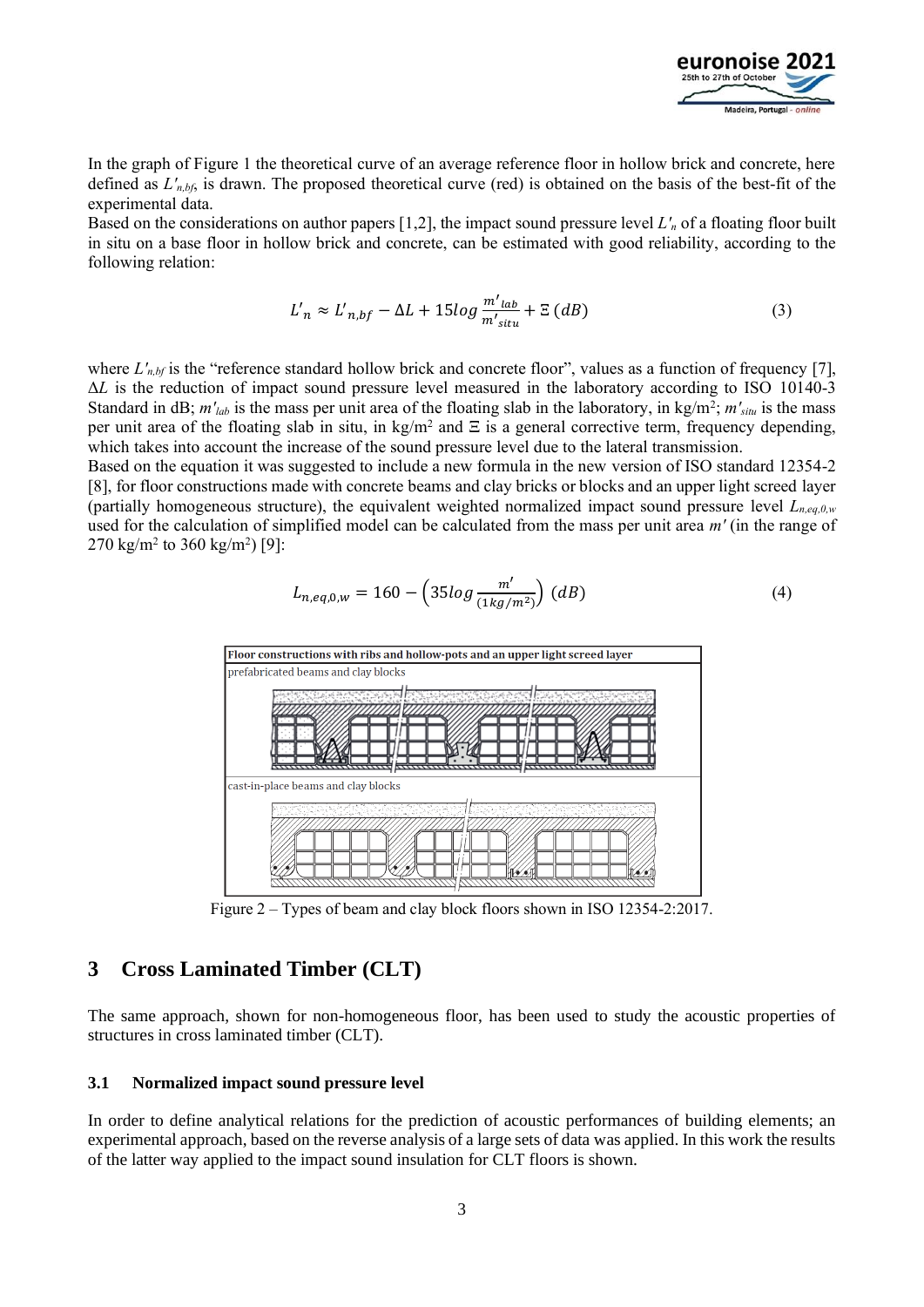In the graph of Figure 1 the theoretical curve of an average reference floor in hollow brick and concrete, here defined as $L'_{n,bf}$, is drawn. The proposed theoretical curve (red) is obtained on the basis of the best-fit of the experimental data.

Based on the considerations on author papers [1,2], the impact sound pressure level $L'_n$ of a floating floor built in situ on a base floor in hollow brick and concrete, can be estimated with good reliability, according to the following relation:

$$L'_n \approx L'_{n,bf} - \Delta L + 15 log \frac{m'_{lab}}{m'_{situ}} + \Xi \; (dB) \tag{3}$$

where $L'_{n,bf}$ is the "reference standard hollow brick and concrete floor", values as a function of frequency [7], $\Delta L$ is the reduction of impact sound pressure level measured in the laboratory according to ISO 10140-3 Standard in dB; $m'_{lab}$ is the mass per unit area of the floating slab in the laboratory, in kg/m$^2$; $m'_{situ}$ is the mass per unit area of the floating slab in situ, in kg/m$^2$ and $\Xi$ is a general corrective term, frequency depending, which takes into account the increase of the sound pressure level due to the lateral transmission.

Based on the equation it was suggested to include a new formula in the new version of ISO standard 12354-2 [8], for floor constructions made with concrete beams and clay bricks or blocks and an upper light screed layer (partially homogeneous structure), the equivalent weighted normalized impact sound pressure level $L_{n,eq,0,w}$ used for the calculation of simplified model can be calculated from the mass per unit area $m'$ (in the range of 270 kg/m$^2$ to 360 kg/m$^2$) [9]:

$$L_{n,eq,0,w} = 160 - \left(35 log \frac{m'}{(1 kg/m^2)}\right) \; (dB) \tag{4}$$

Floor constructions with ribs and hollow-pots and an upper light screed layer

prefabricated beams and clay blocks

cast-in-place beams and clay blocks

Figure 2 – Types of beam and clay block floors shown in ISO 12354-2:2017.

## 3 Cross Laminated Timber (CLT)

The same approach, shown for non-homogeneous floor, has been used to study the acoustic properties of structures in cross laminated timber (CLT).

### 3.1 Normalized impact sound pressure level

In order to define analytical relations for the prediction of acoustic performances of building elements; an experimental approach, based on the reverse analysis of a large sets of data was applied. In this work the results of the latter way applied to the impact sound insulation for CLT floors is shown.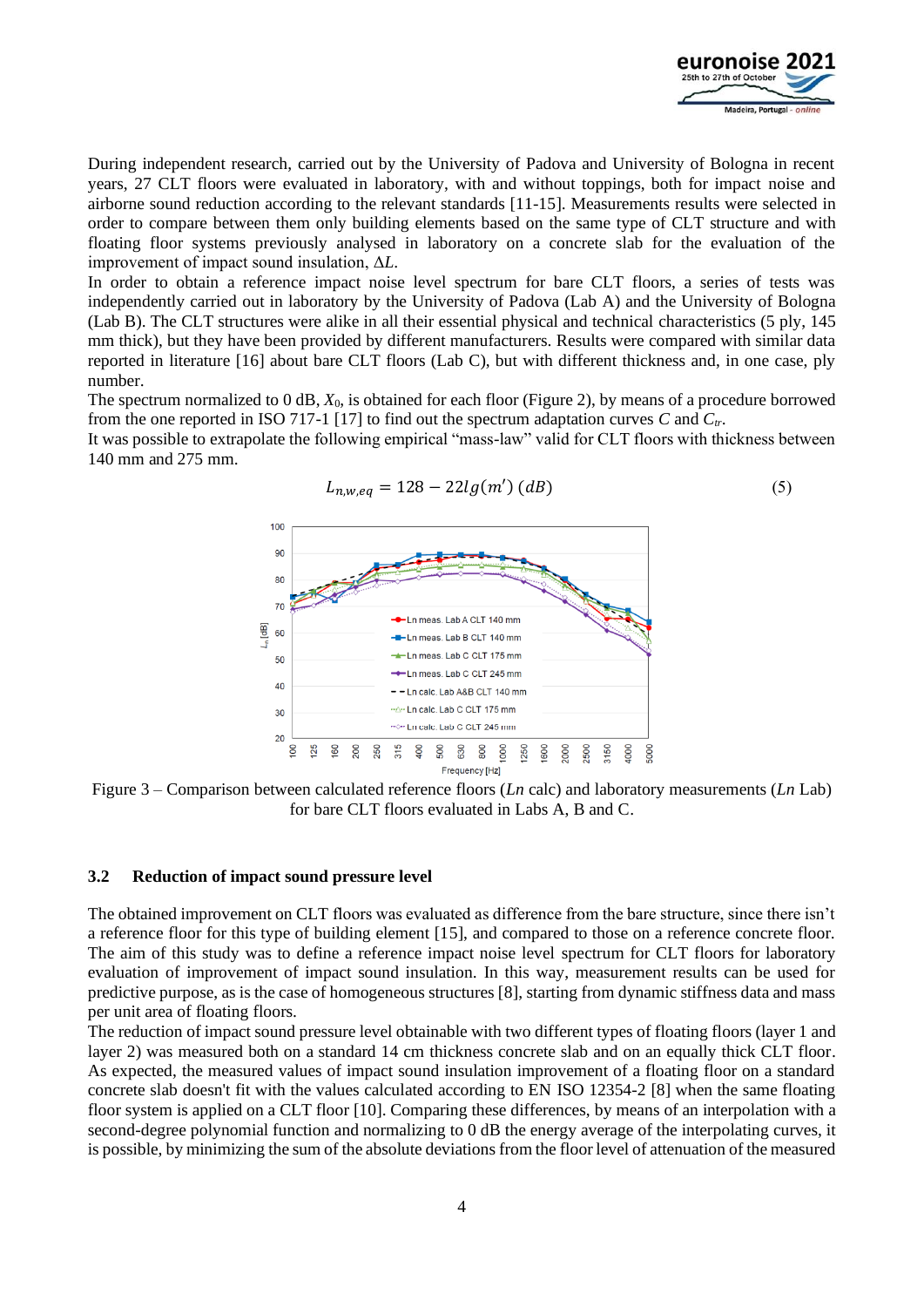During independent research, carried out by the University of Padova and University of Bologna in recent years, 27 CLT floors were evaluated in laboratory, with and without toppings, both for impact noise and airborne sound reduction according to the relevant standards [11-15]. Measurements results were selected in order to compare between them only building elements based on the same type of CLT structure and with floating floor systems previously analysed in laboratory on a concrete slab for the evaluation of the improvement of impact sound insulation, $\Delta L$.

In order to obtain a reference impact noise level spectrum for bare CLT floors, a series of tests was independently carried out in laboratory by the University of Padova (Lab A) and the University of Bologna (Lab B). The CLT structures were alike in all their essential physical and technical characteristics (5 ply, 145 mm thick), but they have been provided by different manufacturers. Results were compared with similar data reported in literature [16] about bare CLT floors (Lab C), but with different thickness and, in one case, ply number.

The spectrum normalized to 0 dB, $X_0$, is obtained for each floor (Figure 2), by means of a procedure borrowed from the one reported in ISO 717-1 [17] to find out the spectrum adaptation curves $C$ and $C_{tr}$.

It was possible to extrapolate the following empirical "mass-law" valid for CLT floors with thickness between 140 mm and 275 mm.

$$L_{n,w,eq} = 128 - 22lg(m')\ (dB) \tag{5}$$

Figure 3 – Comparison between calculated reference floors (*Ln* calc) and laboratory measurements (*Ln* Lab) for bare CLT floors evaluated in Labs A, B and C.

### 3.2 Reduction of impact sound pressure level

The obtained improvement on CLT floors was evaluated as difference from the bare structure, since there isn't a reference floor for this type of building element [15], and compared to those on a reference concrete floor. The aim of this study was to define a reference impact noise level spectrum for CLT floors for laboratory evaluation of improvement of impact sound insulation. In this way, measurement results can be used for predictive purpose, as is the case of homogeneous structures [8], starting from dynamic stiffness data and mass per unit area of floating floors.

The reduction of impact sound pressure level obtainable with two different types of floating floors (layer 1 and layer 2) was measured both on a standard 14 cm thickness concrete slab and on an equally thick CLT floor. As expected, the measured values of impact sound insulation improvement of a floating floor on a standard concrete slab doesn't fit with the values calculated according to EN ISO 12354-2 [8] when the same floating floor system is applied on a CLT floor [10]. Comparing these differences, by means of an interpolation with a second-degree polynomial function and normalizing to 0 dB the energy average of the interpolating curves, it is possible, by minimizing the sum of the absolute deviations from the floor level of attenuation of the measured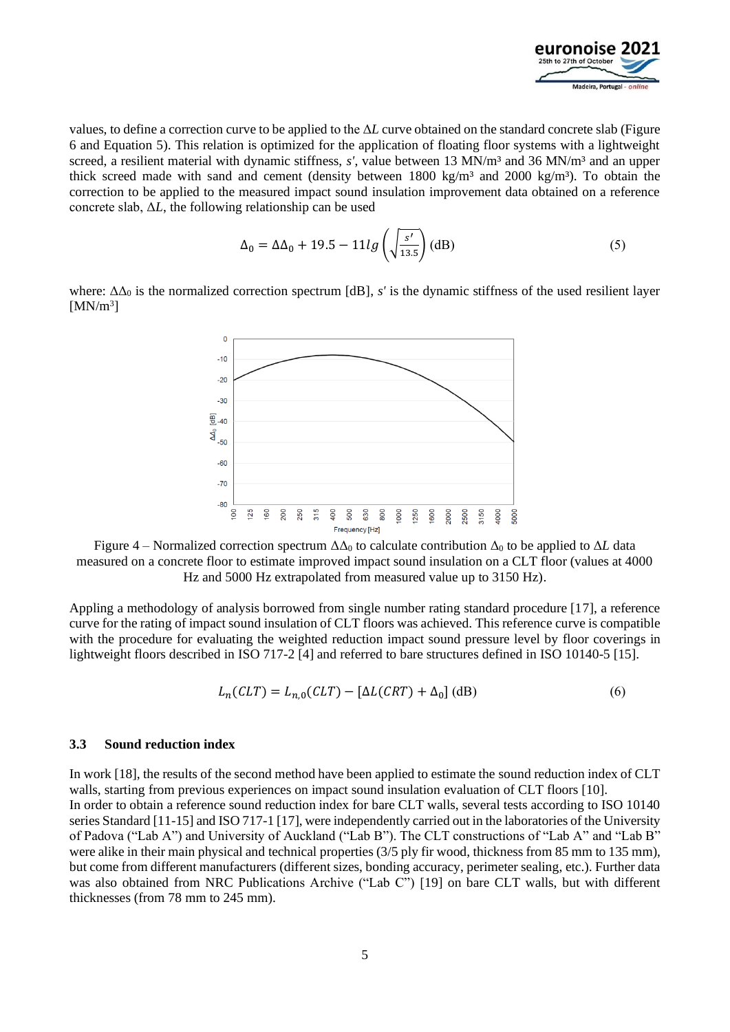values, to define a correction curve to be applied to the $\Delta L$ curve obtained on the standard concrete slab (Figure 6 and Equation 5). This relation is optimized for the application of floating floor systems with a lightweight screed, a resilient material with dynamic stiffness, $s'$, value between 13 MN/m³ and 36 MN/m³ and an upper thick screed made with sand and cement (density between 1800 kg/m³ and 2000 kg/m³). To obtain the correction to be applied to the measured impact sound insulation improvement data obtained on a reference concrete slab, $\Delta L$, the following relationship can be used

$$\Delta_0 = \Delta\Delta_0 + 19.5 - 11lg\left(\sqrt{\frac{s'}{13.5}}\right) \text{ (dB)} \tag{5}$$

where: $\Delta\Delta_0$ is the normalized correction spectrum [dB], $s'$ is the dynamic stiffness of the used resilient layer [MN/m³]

Figure 4 – Normalized correction spectrum $\Delta\Delta_0$ to calculate contribution $\Delta_0$ to be applied to $\Delta L$ data measured on a concrete floor to estimate improved impact sound insulation on a CLT floor (values at 4000 Hz and 5000 Hz extrapolated from measured value up to 3150 Hz).

Appling a methodology of analysis borrowed from single number rating standard procedure [17], a reference curve for the rating of impact sound insulation of CLT floors was achieved. This reference curve is compatible with the procedure for evaluating the weighted reduction impact sound pressure level by floor coverings in lightweight floors described in ISO 717-2 [4] and referred to bare structures defined in ISO 10140-5 [15].

$$L_n(CLT) = L_{n,0}(CLT) - [\Delta L(CRT) + \Delta_0] \text{ (dB)} \tag{6}$$

### 3.3 Sound reduction index

In work [18], the results of the second method have been applied to estimate the sound reduction index of CLT walls, starting from previous experiences on impact sound insulation evaluation of CLT floors [10].
In order to obtain a reference sound reduction index for bare CLT walls, several tests according to ISO 10140 series Standard [11-15] and ISO 717-1 [17], were independently carried out in the laboratories of the University of Padova ("Lab A") and University of Auckland ("Lab B"). The CLT constructions of "Lab A" and "Lab B" were alike in their main physical and technical properties (3/5 ply fir wood, thickness from 85 mm to 135 mm), but come from different manufacturers (different sizes, bonding accuracy, perimeter sealing, etc.). Further data was also obtained from NRC Publications Archive ("Lab C") [19] on bare CLT walls, but with different thicknesses (from 78 mm to 245 mm).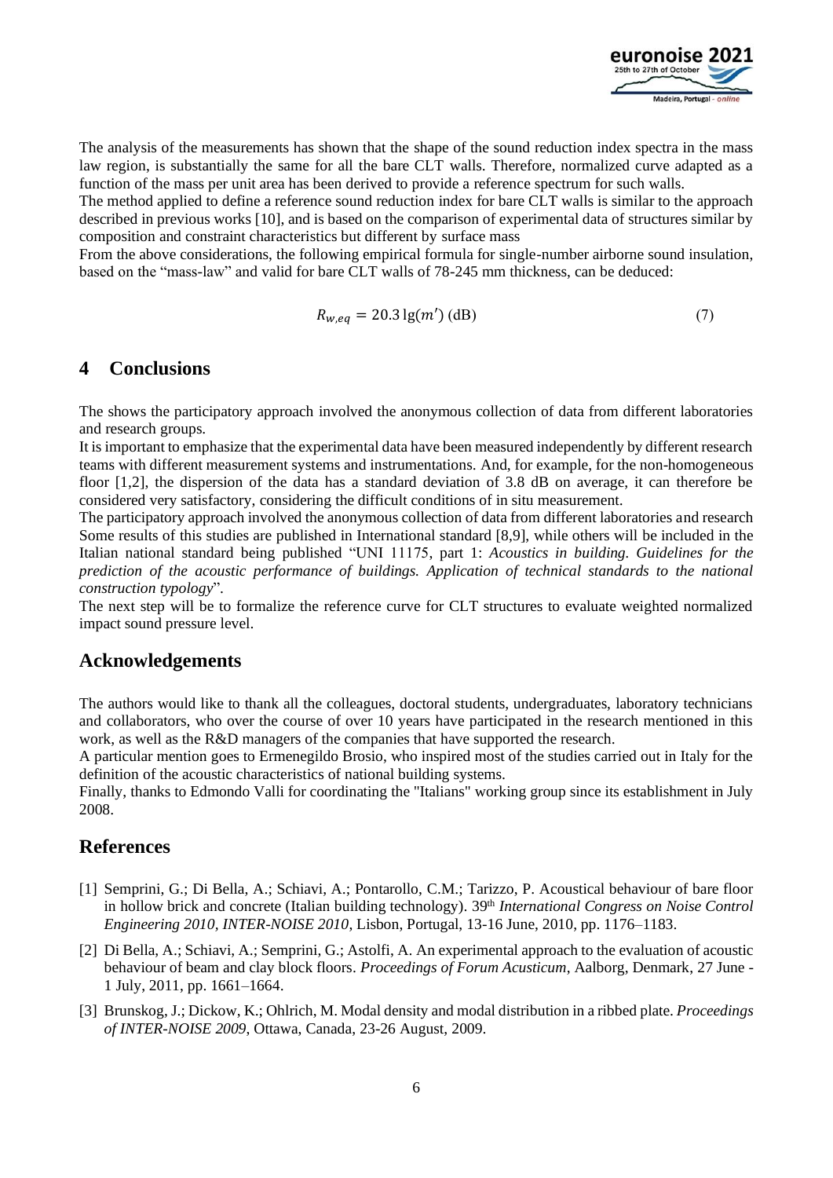The analysis of the measurements has shown that the shape of the sound reduction index spectra in the mass law region, is substantially the same for all the bare CLT walls. Therefore, normalized curve adapted as a function of the mass per unit area has been derived to provide a reference spectrum for such walls.

The method applied to define a reference sound reduction index for bare CLT walls is similar to the approach described in previous works [10], and is based on the comparison of experimental data of structures similar by composition and constraint characteristics but different by surface mass

From the above considerations, the following empirical formula for single-number airborne sound insulation, based on the "mass-law" and valid for bare CLT walls of 78-245 mm thickness, can be deduced:

$$R_{w,eq} = 20.3\,\lg(m')\ \text{(dB)} \tag{7}$$

# 4 Conclusions

The shows the participatory approach involved the anonymous collection of data from different laboratories and research groups.

It is important to emphasize that the experimental data have been measured independently by different research teams with different measurement systems and instrumentations. And, for example, for the non-homogeneous floor [1,2], the dispersion of the data has a standard deviation of 3.8 dB on average, it can therefore be considered very satisfactory, considering the difficult conditions of in situ measurement.

The participatory approach involved the anonymous collection of data from different laboratories and research Some results of this studies are published in International standard [8,9], while others will be included in the Italian national standard being published "UNI 11175, part 1: *Acoustics in building. Guidelines for the prediction of the acoustic performance of buildings. Application of technical standards to the national construction typology*".

The next step will be to formalize the reference curve for CLT structures to evaluate weighted normalized impact sound pressure level.

## Acknowledgements

The authors would like to thank all the colleagues, doctoral students, undergraduates, laboratory technicians and collaborators, who over the course of over 10 years have participated in the research mentioned in this work, as well as the R&D managers of the companies that have supported the research.

A particular mention goes to Ermenegildo Brosio, who inspired most of the studies carried out in Italy for the definition of the acoustic characteristics of national building systems.

Finally, thanks to Edmondo Valli for coordinating the "Italians" working group since its establishment in July 2008.

## References

[1] Semprini, G.; Di Bella, A.; Schiavi, A.; Pontarollo, C.M.; Tarizzo, P. Acoustical behaviour of bare floor in hollow brick and concrete (Italian building technology). 39th *International Congress on Noise Control Engineering 2010, INTER-NOISE 2010*, Lisbon, Portugal, 13-16 June, 2010, pp. 1176–1183.

[2] Di Bella, A.; Schiavi, A.; Semprini, G.; Astolfi, A. An experimental approach to the evaluation of acoustic behaviour of beam and clay block floors. *Proceedings of Forum Acusticum*, Aalborg, Denmark, 27 June - 1 July, 2011, pp. 1661–1664.

[3] Brunskog, J.; Dickow, K.; Ohlrich, M. Modal density and modal distribution in a ribbed plate. *Proceedings of INTER-NOISE 2009*, Ottawa, Canada, 23-26 August, 2009.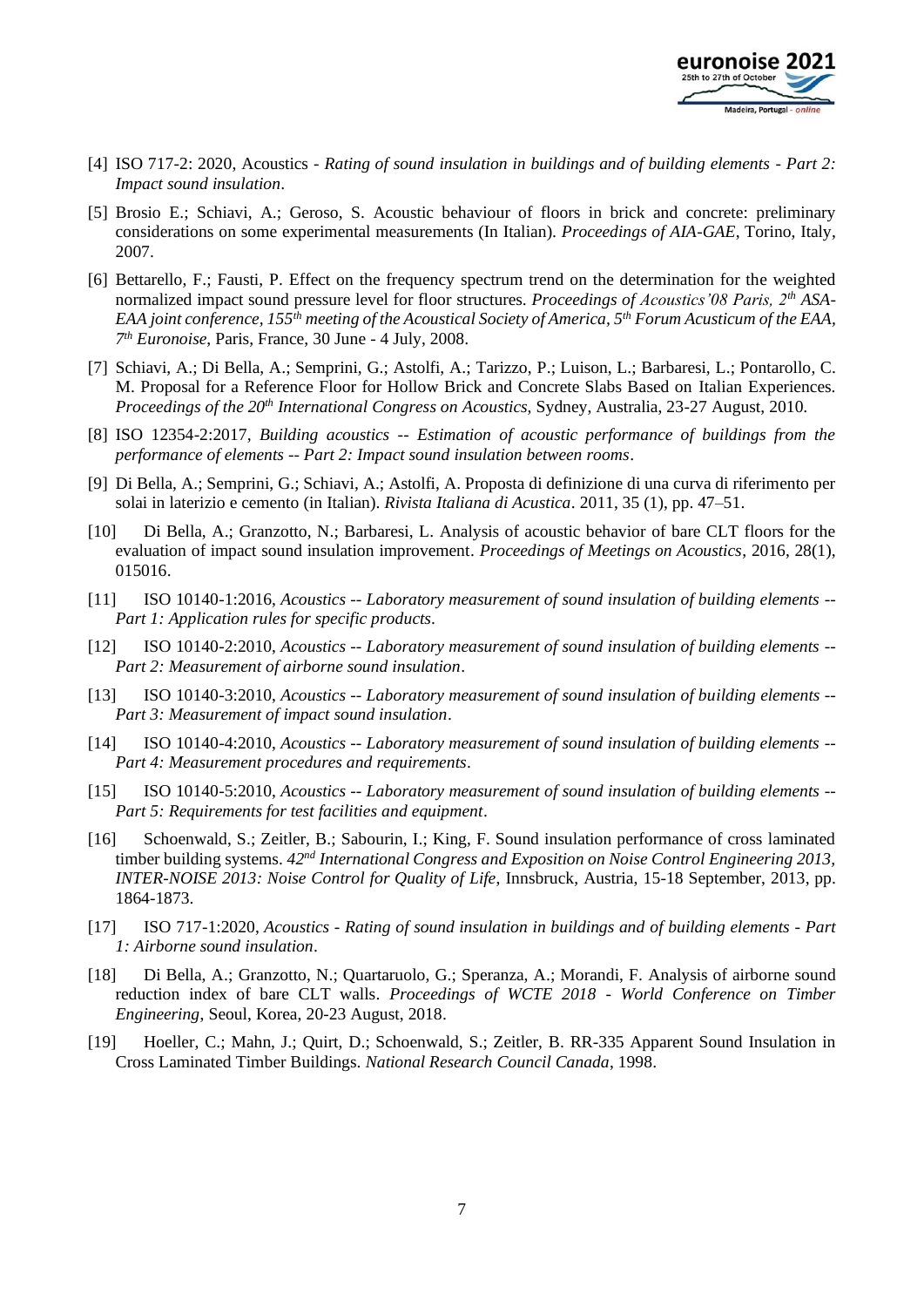[4] ISO 717-2: 2020, Acoustics - *Rating of sound insulation in buildings and of building elements - Part 2: Impact sound insulation*.

[5] Brosio E.; Schiavi, A.; Geroso, S. Acoustic behaviour of floors in brick and concrete: preliminary considerations on some experimental measurements (In Italian). *Proceedings of AIA-GAE*, Torino, Italy, 2007.

[6] Bettarello, F.; Fausti, P. Effect on the frequency spectrum trend on the determination for the weighted normalized impact sound pressure level for floor structures. *Proceedings of Acoustics'08 Paris, 2th ASA-EAA joint conference, 155th meeting of the Acoustical Society of America, 5th Forum Acusticum of the EAA, 7th Euronoise*, Paris, France, 30 June - 4 July, 2008.

[7] Schiavi, A.; Di Bella, A.; Semprini, G.; Astolfi, A.; Tarizzo, P.; Luison, L.; Barbaresi, L.; Pontarollo, C. M. Proposal for a Reference Floor for Hollow Brick and Concrete Slabs Based on Italian Experiences. *Proceedings of the 20th International Congress on Acoustics*, Sydney, Australia, 23-27 August, 2010.

[8] ISO 12354-2:2017, *Building acoustics -- Estimation of acoustic performance of buildings from the performance of elements -- Part 2: Impact sound insulation between rooms*.

[9] Di Bella, A.; Semprini, G.; Schiavi, A.; Astolfi, A. Proposta di definizione di una curva di riferimento per solai in laterizio e cemento (in Italian). *Rivista Italiana di Acustica*. 2011, 35 (1), pp. 47–51.

[10] Di Bella, A.; Granzotto, N.; Barbaresi, L. Analysis of acoustic behavior of bare CLT floors for the evaluation of impact sound insulation improvement. *Proceedings of Meetings on Acoustics*, 2016, 28(1), 015016.

[11] ISO 10140-1:2016, *Acoustics -- Laboratory measurement of sound insulation of building elements -- Part 1: Application rules for specific products*.

[12] ISO 10140-2:2010, *Acoustics -- Laboratory measurement of sound insulation of building elements -- Part 2: Measurement of airborne sound insulation*.

[13] ISO 10140-3:2010, *Acoustics -- Laboratory measurement of sound insulation of building elements -- Part 3: Measurement of impact sound insulation*.

[14] ISO 10140-4:2010, *Acoustics -- Laboratory measurement of sound insulation of building elements -- Part 4: Measurement procedures and requirements*.

[15] ISO 10140-5:2010, *Acoustics -- Laboratory measurement of sound insulation of building elements -- Part 5: Requirements for test facilities and equipment*.

[16] Schoenwald, S.; Zeitler, B.; Sabourin, I.; King, F. Sound insulation performance of cross laminated timber building systems. *42nd International Congress and Exposition on Noise Control Engineering 2013, INTER-NOISE 2013: Noise Control for Quality of Life*, Innsbruck, Austria, 15-18 September, 2013, pp. 1864-1873.

[17] ISO 717-1:2020, *Acoustics - Rating of sound insulation in buildings and of building elements - Part 1: Airborne sound insulation*.

[18] Di Bella, A.; Granzotto, N.; Quartaruolo, G.; Speranza, A.; Morandi, F. Analysis of airborne sound reduction index of bare CLT walls. *Proceedings of WCTE 2018 - World Conference on Timber Engineering*, Seoul, Korea, 20-23 August, 2018.

[19] Hoeller, C.; Mahn, J.; Quirt, D.; Schoenwald, S.; Zeitler, B. RR-335 Apparent Sound Insulation in Cross Laminated Timber Buildings. *National Research Council Canada*, 1998.